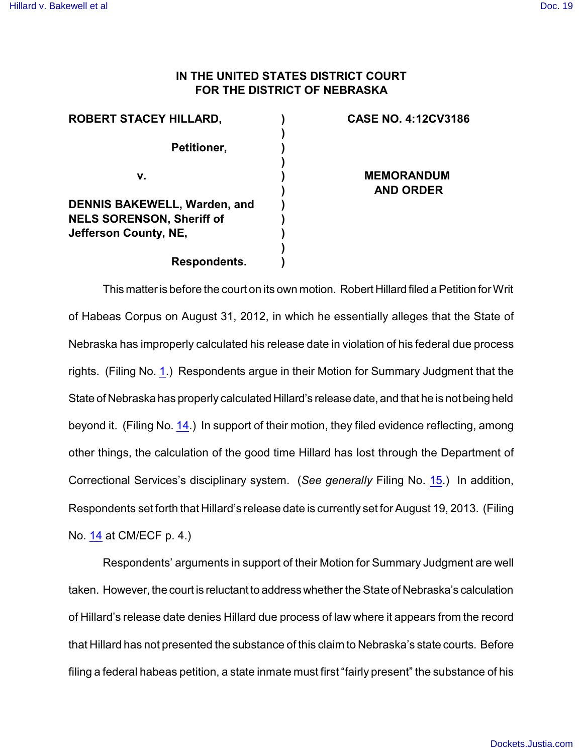# IN THE UNITED STATES DISTRICT COURT FOR THE DISTRICT OF NEBRASKA

| | | |
|---|---|---|
| **ROBERT STACEY HILLARD,** | ) | **CASE NO. 4:12CV3186** |
| | ) | |
| **Petitioner,** | ) | |
| | ) | |
| **v.** | ) | **MEMORANDUM AND ORDER** |
| | ) | |
| **DENNIS BAKEWELL, Warden, and NELS SORENSON, Sheriff of Jefferson County, NE,** | ) | |
| | ) | |
| **Respondents.** | ) | |

This matter is before the court on its own motion. Robert Hillard filed a Petition for Writ of Habeas Corpus on August 31, 2012, in which he essentially alleges that the State of Nebraska has improperly calculated his release date in violation of his federal due process rights. (Filing No. 1.) Respondents argue in their Motion for Summary Judgment that the State of Nebraska has properly calculated Hillard's release date, and that he is not being held beyond it. (Filing No. 14.) In support of their motion, they filed evidence reflecting, among other things, the calculation of the good time Hillard has lost through the Department of Correctional Services's disciplinary system. (*See generally* Filing No. 15.) In addition, Respondents set forth that Hillard's release date is currently set for August 19, 2013. (Filing No. 14 at CM/ECF p. 4.)

Respondents' arguments in support of their Motion for Summary Judgment are well taken. However, the court is reluctant to address whether the State of Nebraska's calculation of Hillard's release date denies Hillard due process of law where it appears from the record that Hillard has not presented the substance of this claim to Nebraska's state courts. Before filing a federal habeas petition, a state inmate must first "fairly present" the substance of his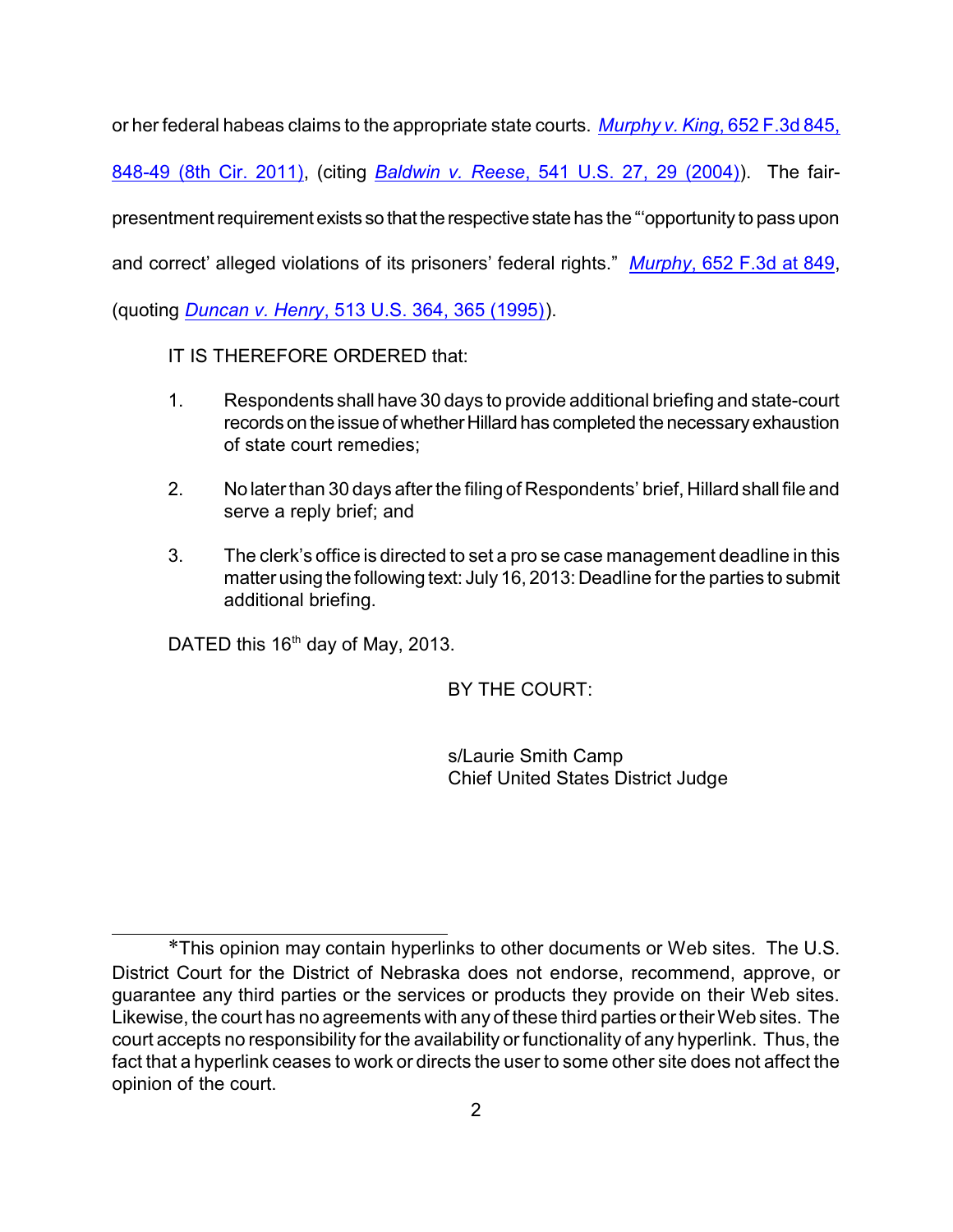or her federal habeas claims to the appropriate state courts. *Murphy v. King*, 652 F.3d 845, 848-49 (8th Cir. 2011), (citing *Baldwin v. Reese*, 541 U.S. 27, 29 (2004)). The fair-presentment requirement exists so that the respective state has the "'opportunity to pass upon and correct' alleged violations of its prisoners' federal rights." *Murphy*, 652 F.3d at 849, (quoting *Duncan v. Henry*, 513 U.S. 364, 365 (1995)).

IT IS THEREFORE ORDERED that:

1. Respondents shall have 30 days to provide additional briefing and state-court records on the issue of whether Hillard has completed the necessary exhaustion of state court remedies;

2. No later than 30 days after the filing of Respondents' brief, Hillard shall file and serve a reply brief; and

3. The clerk's office is directed to set a pro se case management deadline in this matter using the following text: July 16, 2013: Deadline for the parties to submit additional briefing.

DATED this 16th day of May, 2013.

BY THE COURT:

s/Laurie Smith Camp
Chief United States District Judge

---

*This opinion may contain hyperlinks to other documents or Web sites. The U.S. District Court for the District of Nebraska does not endorse, recommend, approve, or guarantee any third parties or the services or products they provide on their Web sites. Likewise, the court has no agreements with any of these third parties or their Web sites. The court accepts no responsibility for the availability or functionality of any hyperlink. Thus, the fact that a hyperlink ceases to work or directs the user to some other site does not affect the opinion of the court.